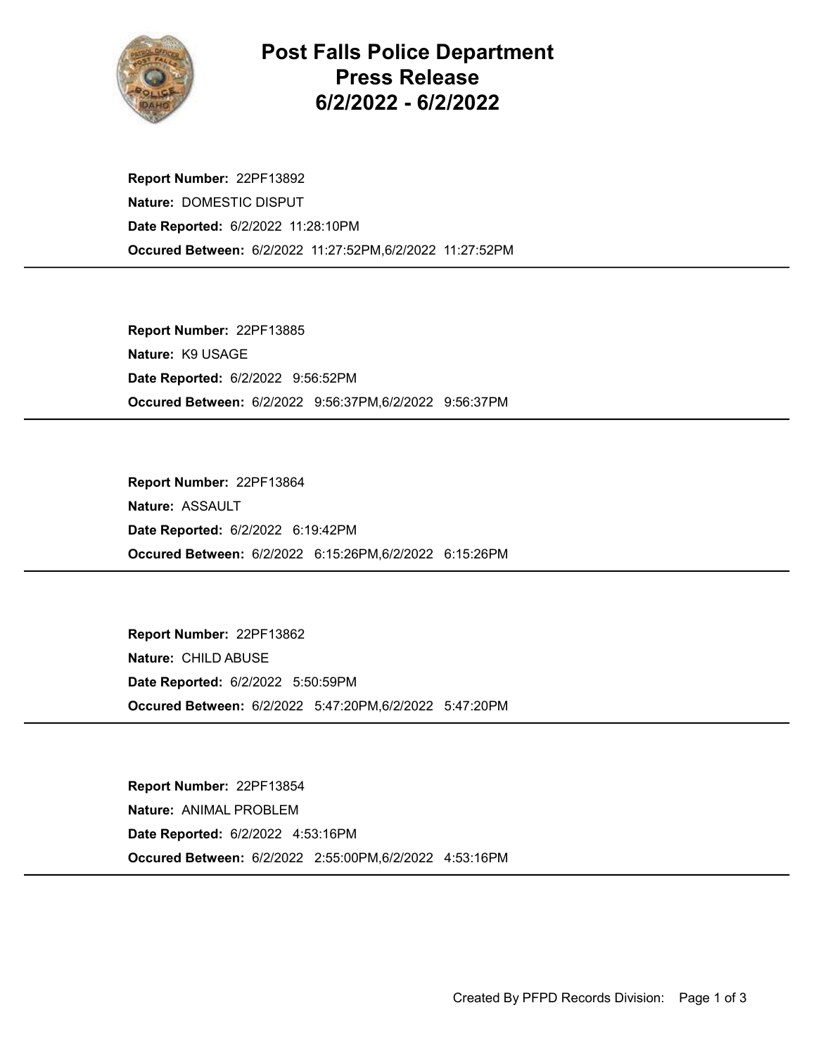# Post Falls Police Department Press Release 6/2/2022 - 6/2/2022

**Report Number:** 22PF13892
**Nature:** DOMESTIC DISPUT
**Date Reported:** 6/2/2022 11:28:10PM
**Occured Between:** 6/2/2022 11:27:52PM,6/2/2022 11:27:52PM

---

**Report Number:** 22PF13885
**Nature:** K9 USAGE
**Date Reported:** 6/2/2022 9:56:52PM
**Occured Between:** 6/2/2022 9:56:37PM,6/2/2022 9:56:37PM

---

**Report Number:** 22PF13864
**Nature:** ASSAULT
**Date Reported:** 6/2/2022 6:19:42PM
**Occured Between:** 6/2/2022 6:15:26PM,6/2/2022 6:15:26PM

---

**Report Number:** 22PF13862
**Nature:** CHILD ABUSE
**Date Reported:** 6/2/2022 5:50:59PM
**Occured Between:** 6/2/2022 5:47:20PM,6/2/2022 5:47:20PM

---

**Report Number:** 22PF13854
**Nature:** ANIMAL PROBLEM
**Date Reported:** 6/2/2022 4:53:16PM
**Occured Between:** 6/2/2022 2:55:00PM,6/2/2022 4:53:16PM

---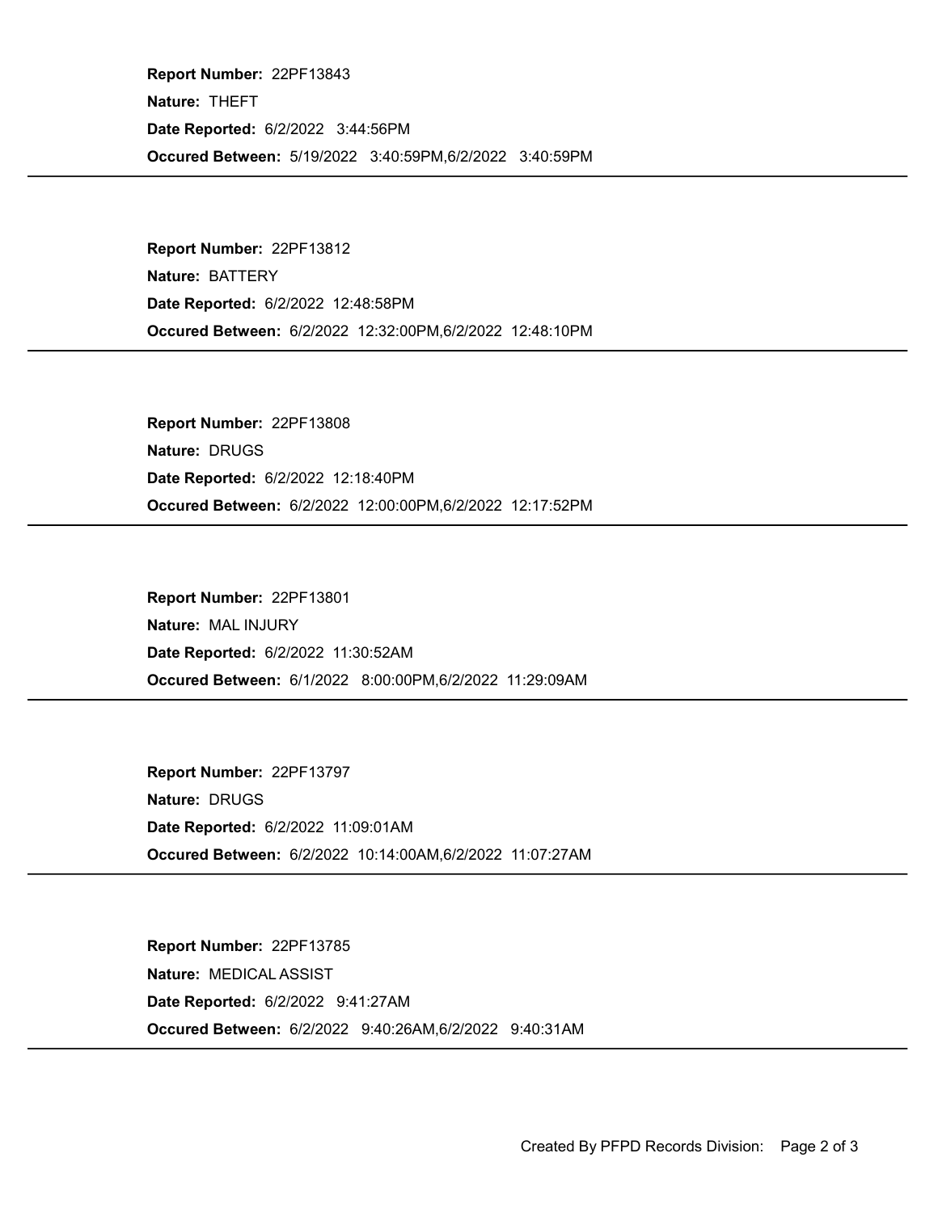**Report Number:** 22PF13843
**Nature:** THEFT
**Date Reported:** 6/2/2022 3:44:56PM
**Occured Between:** 5/19/2022 3:40:59PM,6/2/2022 3:40:59PM

---

**Report Number:** 22PF13812
**Nature:** BATTERY
**Date Reported:** 6/2/2022 12:48:58PM
**Occured Between:** 6/2/2022 12:32:00PM,6/2/2022 12:48:10PM

---

**Report Number:** 22PF13808
**Nature:** DRUGS
**Date Reported:** 6/2/2022 12:18:40PM
**Occured Between:** 6/2/2022 12:00:00PM,6/2/2022 12:17:52PM

---

**Report Number:** 22PF13801
**Nature:** MAL INJURY
**Date Reported:** 6/2/2022 11:30:52AM
**Occured Between:** 6/1/2022 8:00:00PM,6/2/2022 11:29:09AM

---

**Report Number:** 22PF13797
**Nature:** DRUGS
**Date Reported:** 6/2/2022 11:09:01AM
**Occured Between:** 6/2/2022 10:14:00AM,6/2/2022 11:07:27AM

---

**Report Number:** 22PF13785
**Nature:** MEDICAL ASSIST
**Date Reported:** 6/2/2022 9:41:27AM
**Occured Between:** 6/2/2022 9:40:26AM,6/2/2022 9:40:31AM

---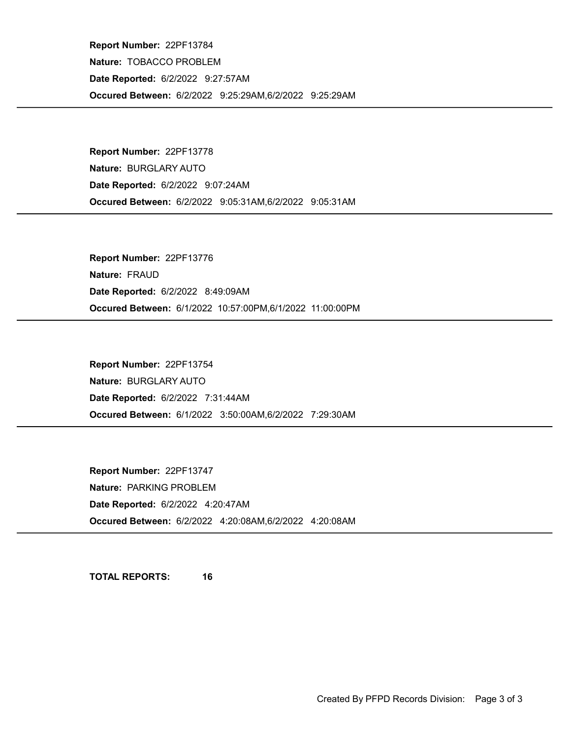**Report Number:** 22PF13784

**Nature:** TOBACCO PROBLEM

**Date Reported:** 6/2/2022 9:27:57AM

**Occured Between:** 6/2/2022 9:25:29AM,6/2/2022 9:25:29AM

---

**Report Number:** 22PF13778

**Nature:** BURGLARY AUTO

**Date Reported:** 6/2/2022 9:07:24AM

**Occured Between:** 6/2/2022 9:05:31AM,6/2/2022 9:05:31AM

---

**Report Number:** 22PF13776

**Nature:** FRAUD

**Date Reported:** 6/2/2022 8:49:09AM

**Occured Between:** 6/1/2022 10:57:00PM,6/1/2022 11:00:00PM

---

**Report Number:** 22PF13754

**Nature:** BURGLARY AUTO

**Date Reported:** 6/2/2022 7:31:44AM

**Occured Between:** 6/1/2022 3:50:00AM,6/2/2022 7:29:30AM

---

**Report Number:** 22PF13747

**Nature:** PARKING PROBLEM

**Date Reported:** 6/2/2022 4:20:47AM

**Occured Between:** 6/2/2022 4:20:08AM,6/2/2022 4:20:08AM

---

**TOTAL REPORTS: 16**